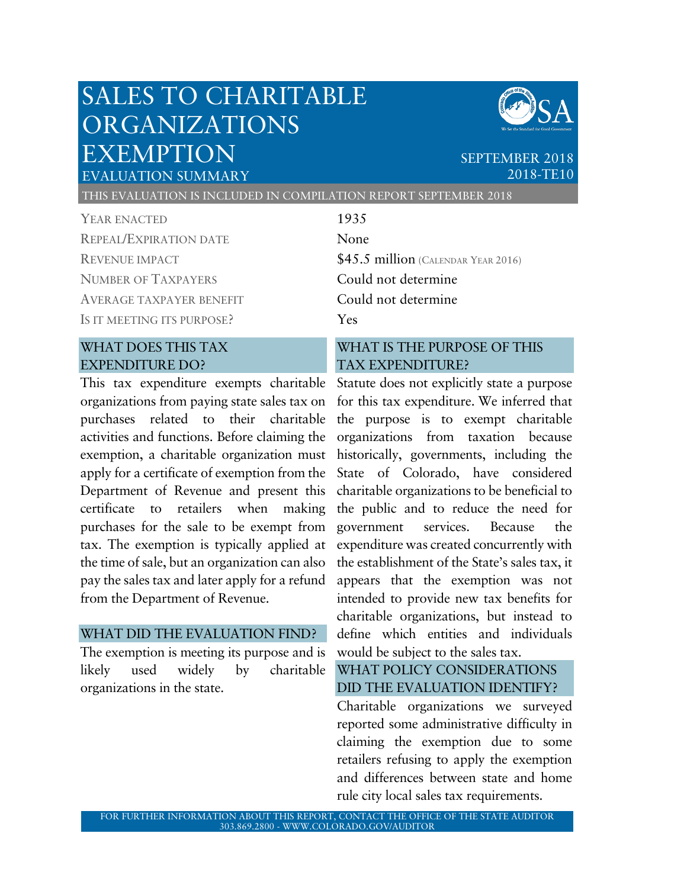# SALES TO CHARITABLE ORGANIZATIONS EXEMPTION

EVALUATION SUMMARY

SEPTEMBER 2018
2018-TE10

THIS EVALUATION IS INCLUDED IN COMPILATION REPORT SEPTEMBER 2018

| | |
|---|---|
| YEAR ENACTED | 1935 |
| REPEAL/EXPIRATION DATE | None |
| REVENUE IMPACT | $45.5 million (CALENDAR YEAR 2016) |
| NUMBER OF TAXPAYERS | Could not determine |
| AVERAGE TAXPAYER BENEFIT | Could not determine |
| IS IT MEETING ITS PURPOSE? | Yes |

## WHAT DOES THIS TAX EXPENDITURE DO?

This tax expenditure exempts charitable organizations from paying state sales tax on purchases related to their charitable activities and functions. Before claiming the exemption, a charitable organization must apply for a certificate of exemption from the Department of Revenue and present this certificate to retailers when making purchases for the sale to be exempt from tax. The exemption is typically applied at the time of sale, but an organization can also pay the sales tax and later apply for a refund from the Department of Revenue.

## WHAT DID THE EVALUATION FIND?

The exemption is meeting its purpose and is likely used widely by charitable organizations in the state.

## WHAT IS THE PURPOSE OF THIS TAX EXPENDITURE?

Statute does not explicitly state a purpose for this tax expenditure. We inferred that the purpose is to exempt charitable organizations from taxation because historically, governments, including the State of Colorado, have considered charitable organizations to be beneficial to the public and to reduce the need for government services. Because the expenditure was created concurrently with the establishment of the State's sales tax, it appears that the exemption was not intended to provide new tax benefits for charitable organizations, but instead to define which entities and individuals would be subject to the sales tax.

## WHAT POLICY CONSIDERATIONS DID THE EVALUATION IDENTIFY?

Charitable organizations we surveyed reported some administrative difficulty in claiming the exemption due to some retailers refusing to apply the exemption and differences between state and home rule city local sales tax requirements.

FOR FURTHER INFORMATION ABOUT THIS REPORT, CONTACT THE OFFICE OF THE STATE AUDITOR
303.869.2800 - WWW.COLORADO.GOV/AUDITOR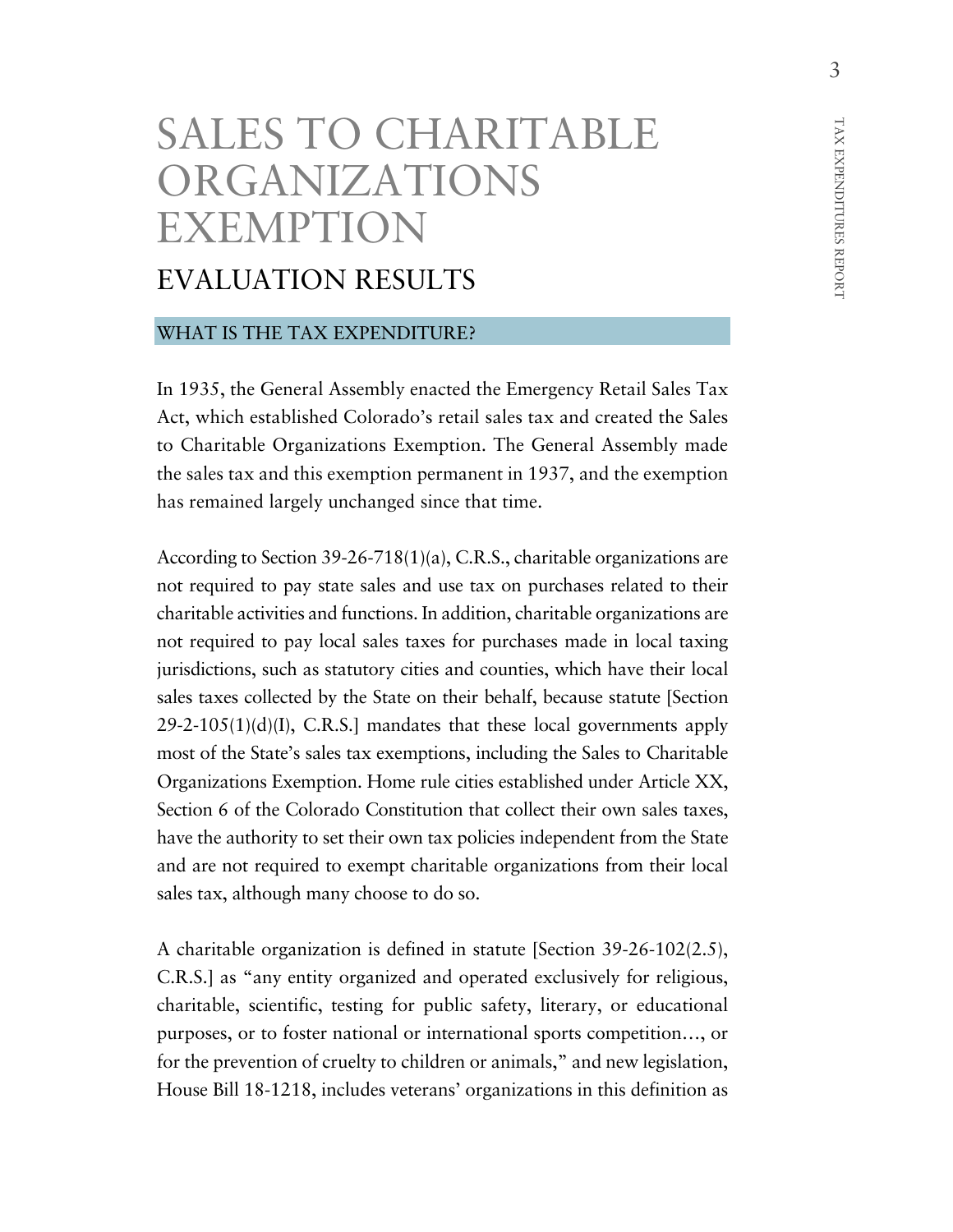# SALES TO CHARITABLE ORGANIZATIONS EXEMPTION

## EVALUATION RESULTS

### WHAT IS THE TAX EXPENDITURE?

In 1935, the General Assembly enacted the Emergency Retail Sales Tax Act, which established Colorado's retail sales tax and created the Sales to Charitable Organizations Exemption. The General Assembly made the sales tax and this exemption permanent in 1937, and the exemption has remained largely unchanged since that time.

According to Section 39-26-718(1)(a), C.R.S., charitable organizations are not required to pay state sales and use tax on purchases related to their charitable activities and functions. In addition, charitable organizations are not required to pay local sales taxes for purchases made in local taxing jurisdictions, such as statutory cities and counties, which have their local sales taxes collected by the State on their behalf, because statute [Section 29-2-105(1)(d)(I), C.R.S.] mandates that these local governments apply most of the State's sales tax exemptions, including the Sales to Charitable Organizations Exemption. Home rule cities established under Article XX, Section 6 of the Colorado Constitution that collect their own sales taxes, have the authority to set their own tax policies independent from the State and are not required to exempt charitable organizations from their local sales tax, although many choose to do so.

A charitable organization is defined in statute [Section 39-26-102(2.5), C.R.S.] as "any entity organized and operated exclusively for religious, charitable, scientific, testing for public safety, literary, or educational purposes, or to foster national or international sports competition…, or for the prevention of cruelty to children or animals," and new legislation, House Bill 18-1218, includes veterans' organizations in this definition as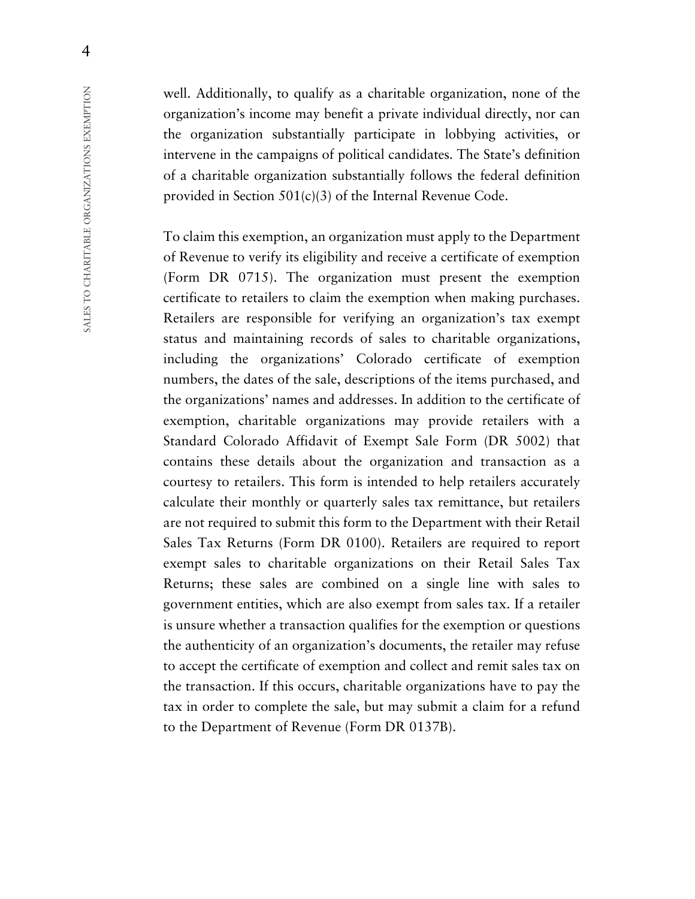well. Additionally, to qualify as a charitable organization, none of the organization's income may benefit a private individual directly, nor can the organization substantially participate in lobbying activities, or intervene in the campaigns of political candidates. The State's definition of a charitable organization substantially follows the federal definition provided in Section 501(c)(3) of the Internal Revenue Code.

To claim this exemption, an organization must apply to the Department of Revenue to verify its eligibility and receive a certificate of exemption (Form DR 0715). The organization must present the exemption certificate to retailers to claim the exemption when making purchases. Retailers are responsible for verifying an organization's tax exempt status and maintaining records of sales to charitable organizations, including the organizations' Colorado certificate of exemption numbers, the dates of the sale, descriptions of the items purchased, and the organizations' names and addresses. In addition to the certificate of exemption, charitable organizations may provide retailers with a Standard Colorado Affidavit of Exempt Sale Form (DR 5002) that contains these details about the organization and transaction as a courtesy to retailers. This form is intended to help retailers accurately calculate their monthly or quarterly sales tax remittance, but retailers are not required to submit this form to the Department with their Retail Sales Tax Returns (Form DR 0100). Retailers are required to report exempt sales to charitable organizations on their Retail Sales Tax Returns; these sales are combined on a single line with sales to government entities, which are also exempt from sales tax. If a retailer is unsure whether a transaction qualifies for the exemption or questions the authenticity of an organization's documents, the retailer may refuse to accept the certificate of exemption and collect and remit sales tax on the transaction. If this occurs, charitable organizations have to pay the tax in order to complete the sale, but may submit a claim for a refund to the Department of Revenue (Form DR 0137B).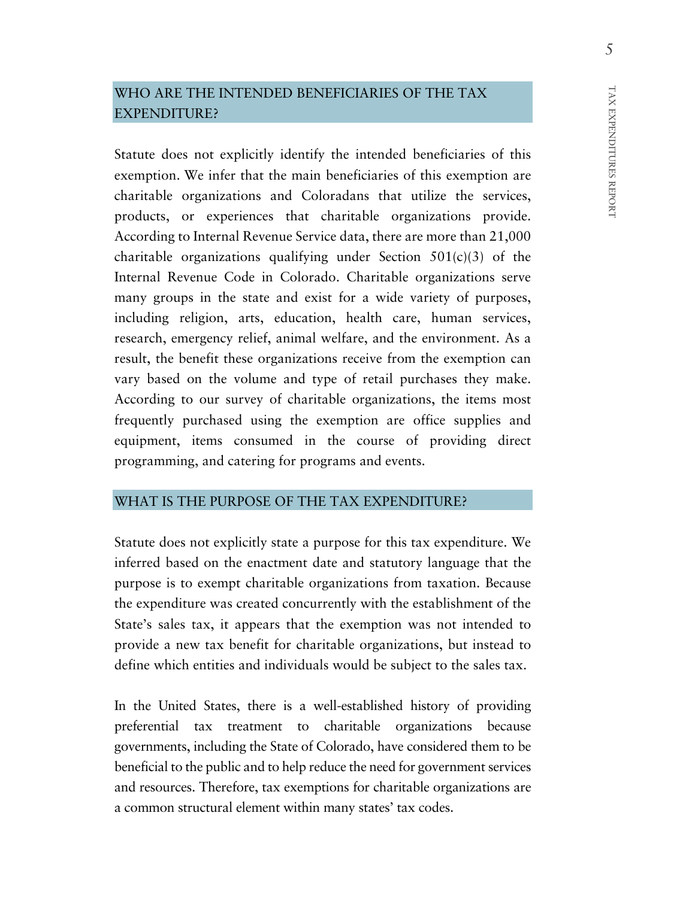## WHO ARE THE INTENDED BENEFICIARIES OF THE TAX EXPENDITURE?

Statute does not explicitly identify the intended beneficiaries of this exemption. We infer that the main beneficiaries of this exemption are charitable organizations and Coloradans that utilize the services, products, or experiences that charitable organizations provide. According to Internal Revenue Service data, there are more than 21,000 charitable organizations qualifying under Section 501(c)(3) of the Internal Revenue Code in Colorado. Charitable organizations serve many groups in the state and exist for a wide variety of purposes, including religion, arts, education, health care, human services, research, emergency relief, animal welfare, and the environment. As a result, the benefit these organizations receive from the exemption can vary based on the volume and type of retail purchases they make. According to our survey of charitable organizations, the items most frequently purchased using the exemption are office supplies and equipment, items consumed in the course of providing direct programming, and catering for programs and events.

## WHAT IS THE PURPOSE OF THE TAX EXPENDITURE?

Statute does not explicitly state a purpose for this tax expenditure. We inferred based on the enactment date and statutory language that the purpose is to exempt charitable organizations from taxation. Because the expenditure was created concurrently with the establishment of the State's sales tax, it appears that the exemption was not intended to provide a new tax benefit for charitable organizations, but instead to define which entities and individuals would be subject to the sales tax.

In the United States, there is a well-established history of providing preferential tax treatment to charitable organizations because governments, including the State of Colorado, have considered them to be beneficial to the public and to help reduce the need for government services and resources. Therefore, tax exemptions for charitable organizations are a common structural element within many states' tax codes.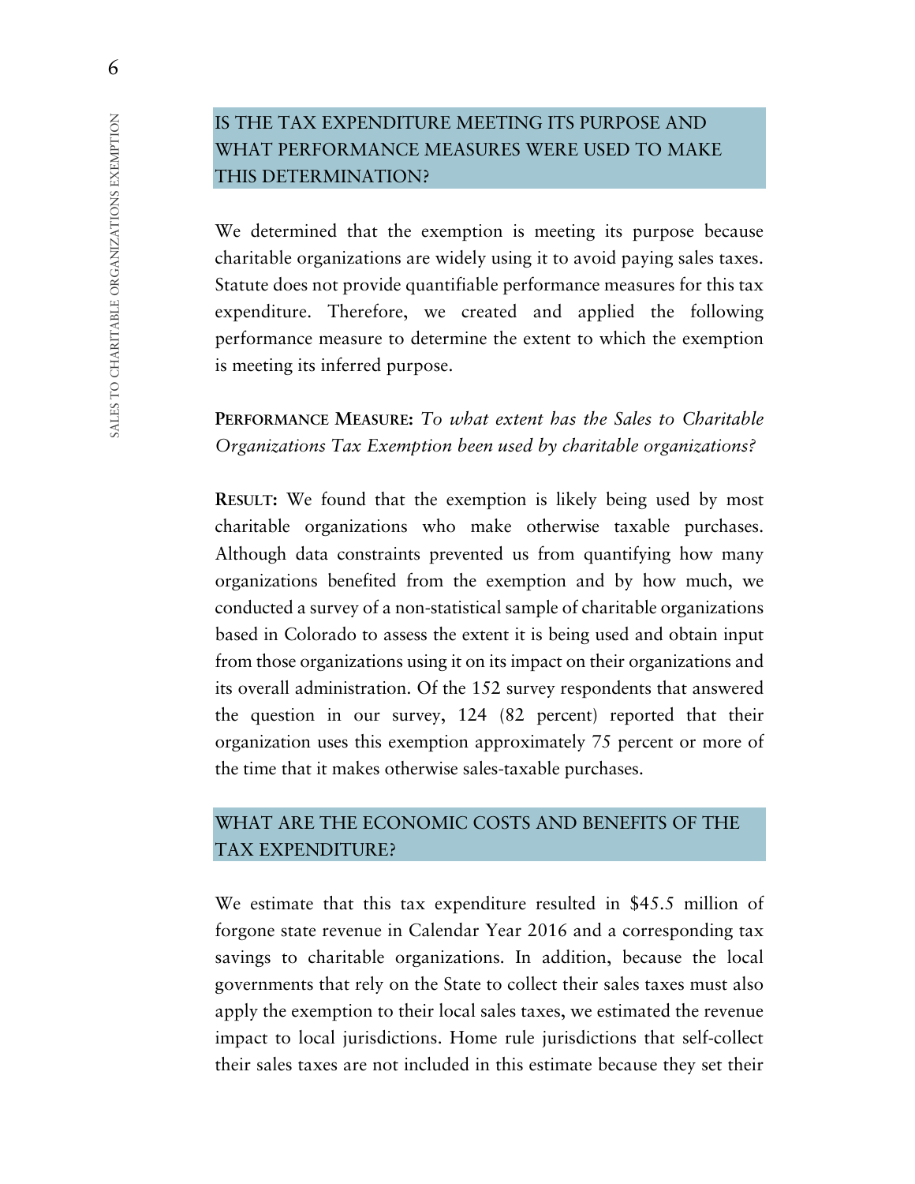## IS THE TAX EXPENDITURE MEETING ITS PURPOSE AND WHAT PERFORMANCE MEASURES WERE USED TO MAKE THIS DETERMINATION?

We determined that the exemption is meeting its purpose because charitable organizations are widely using it to avoid paying sales taxes. Statute does not provide quantifiable performance measures for this tax expenditure. Therefore, we created and applied the following performance measure to determine the extent to which the exemption is meeting its inferred purpose.

**PERFORMANCE MEASURE:** *To what extent has the Sales to Charitable Organizations Tax Exemption been used by charitable organizations?*

**RESULT:** We found that the exemption is likely being used by most charitable organizations who make otherwise taxable purchases. Although data constraints prevented us from quantifying how many organizations benefited from the exemption and by how much, we conducted a survey of a non-statistical sample of charitable organizations based in Colorado to assess the extent it is being used and obtain input from those organizations using it on its impact on their organizations and its overall administration. Of the 152 survey respondents that answered the question in our survey, 124 (82 percent) reported that their organization uses this exemption approximately 75 percent or more of the time that it makes otherwise sales-taxable purchases.

## WHAT ARE THE ECONOMIC COSTS AND BENEFITS OF THE TAX EXPENDITURE?

We estimate that this tax expenditure resulted in $45.5 million of forgone state revenue in Calendar Year 2016 and a corresponding tax savings to charitable organizations. In addition, because the local governments that rely on the State to collect their sales taxes must also apply the exemption to their local sales taxes, we estimated the revenue impact to local jurisdictions. Home rule jurisdictions that self-collect their sales taxes are not included in this estimate because they set their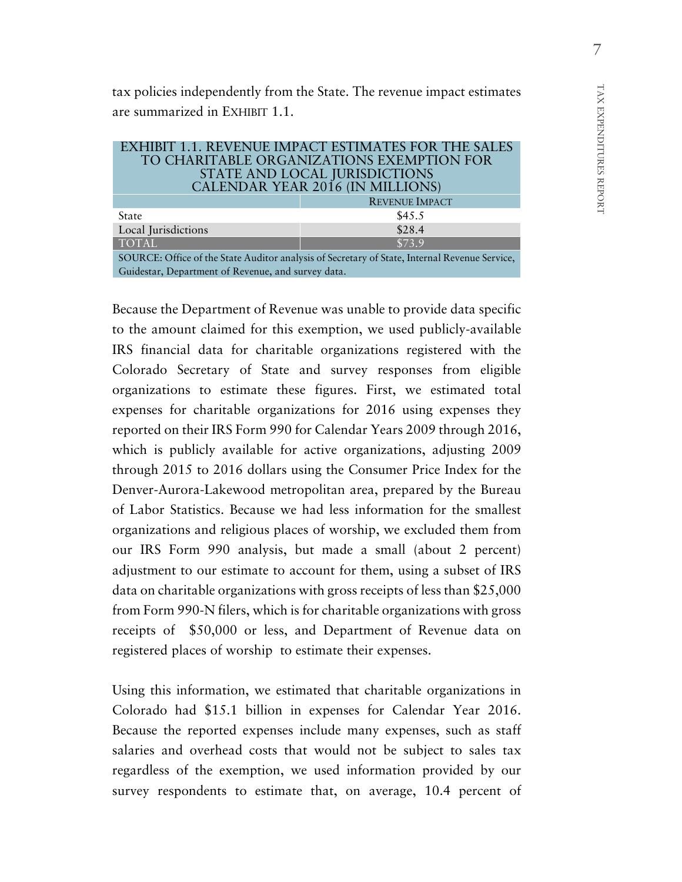tax policies independently from the State. The revenue impact estimates are summarized in EXHIBIT 1.1.

**EXHIBIT 1.1. REVENUE IMPACT ESTIMATES FOR THE SALES TO CHARITABLE ORGANIZATIONS EXEMPTION FOR STATE AND LOCAL JURISDICTIONS CALENDAR YEAR 2016 (IN MILLIONS)**

| | REVENUE IMPACT |
|---|---|
| State | $45.5 |
| Local Jurisdictions | $28.4 |
| TOTAL | $73.9 |

SOURCE: Office of the State Auditor analysis of Secretary of State, Internal Revenue Service, Guidestar, Department of Revenue, and survey data.

Because the Department of Revenue was unable to provide data specific to the amount claimed for this exemption, we used publicly-available IRS financial data for charitable organizations registered with the Colorado Secretary of State and survey responses from eligible organizations to estimate these figures. First, we estimated total expenses for charitable organizations for 2016 using expenses they reported on their IRS Form 990 for Calendar Years 2009 through 2016, which is publicly available for active organizations, adjusting 2009 through 2015 to 2016 dollars using the Consumer Price Index for the Denver-Aurora-Lakewood metropolitan area, prepared by the Bureau of Labor Statistics. Because we had less information for the smallest organizations and religious places of worship, we excluded them from our IRS Form 990 analysis, but made a small (about 2 percent) adjustment to our estimate to account for them, using a subset of IRS data on charitable organizations with gross receipts of less than $25,000 from Form 990-N filers, which is for charitable organizations with gross receipts of $50,000 or less, and Department of Revenue data on registered places of worship to estimate their expenses.

Using this information, we estimated that charitable organizations in Colorado had $15.1 billion in expenses for Calendar Year 2016. Because the reported expenses include many expenses, such as staff salaries and overhead costs that would not be subject to sales tax regardless of the exemption, we used information provided by our survey respondents to estimate that, on average, 10.4 percent of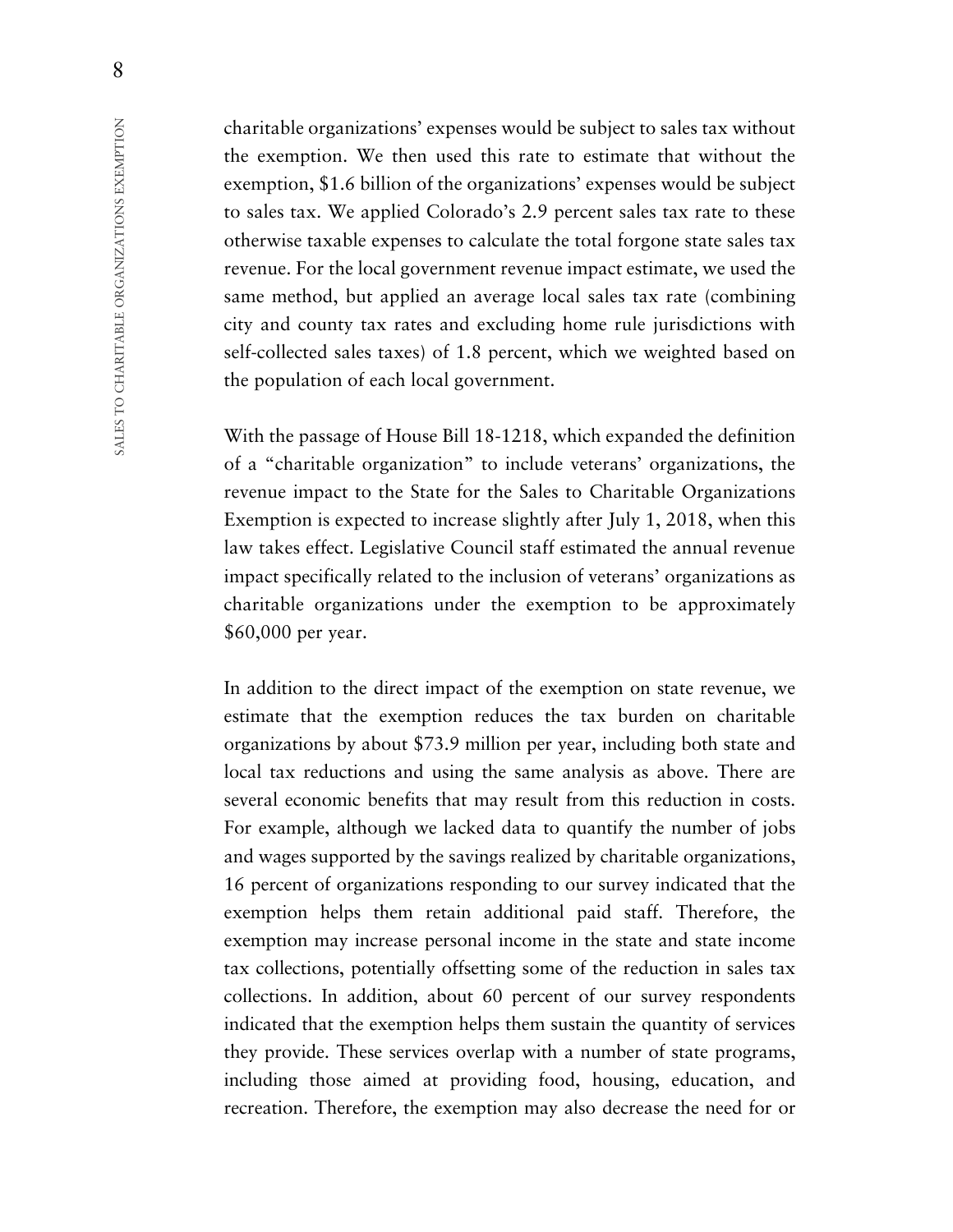charitable organizations' expenses would be subject to sales tax without the exemption. We then used this rate to estimate that without the exemption, $1.6 billion of the organizations' expenses would be subject to sales tax. We applied Colorado's 2.9 percent sales tax rate to these otherwise taxable expenses to calculate the total forgone state sales tax revenue. For the local government revenue impact estimate, we used the same method, but applied an average local sales tax rate (combining city and county tax rates and excluding home rule jurisdictions with self-collected sales taxes) of 1.8 percent, which we weighted based on the population of each local government.

With the passage of House Bill 18-1218, which expanded the definition of a "charitable organization" to include veterans' organizations, the revenue impact to the State for the Sales to Charitable Organizations Exemption is expected to increase slightly after July 1, 2018, when this law takes effect. Legislative Council staff estimated the annual revenue impact specifically related to the inclusion of veterans' organizations as charitable organizations under the exemption to be approximately $60,000 per year.

In addition to the direct impact of the exemption on state revenue, we estimate that the exemption reduces the tax burden on charitable organizations by about $73.9 million per year, including both state and local tax reductions and using the same analysis as above. There are several economic benefits that may result from this reduction in costs. For example, although we lacked data to quantify the number of jobs and wages supported by the savings realized by charitable organizations, 16 percent of organizations responding to our survey indicated that the exemption helps them retain additional paid staff. Therefore, the exemption may increase personal income in the state and state income tax collections, potentially offsetting some of the reduction in sales tax collections. In addition, about 60 percent of our survey respondents indicated that the exemption helps them sustain the quantity of services they provide. These services overlap with a number of state programs, including those aimed at providing food, housing, education, and recreation. Therefore, the exemption may also decrease the need for or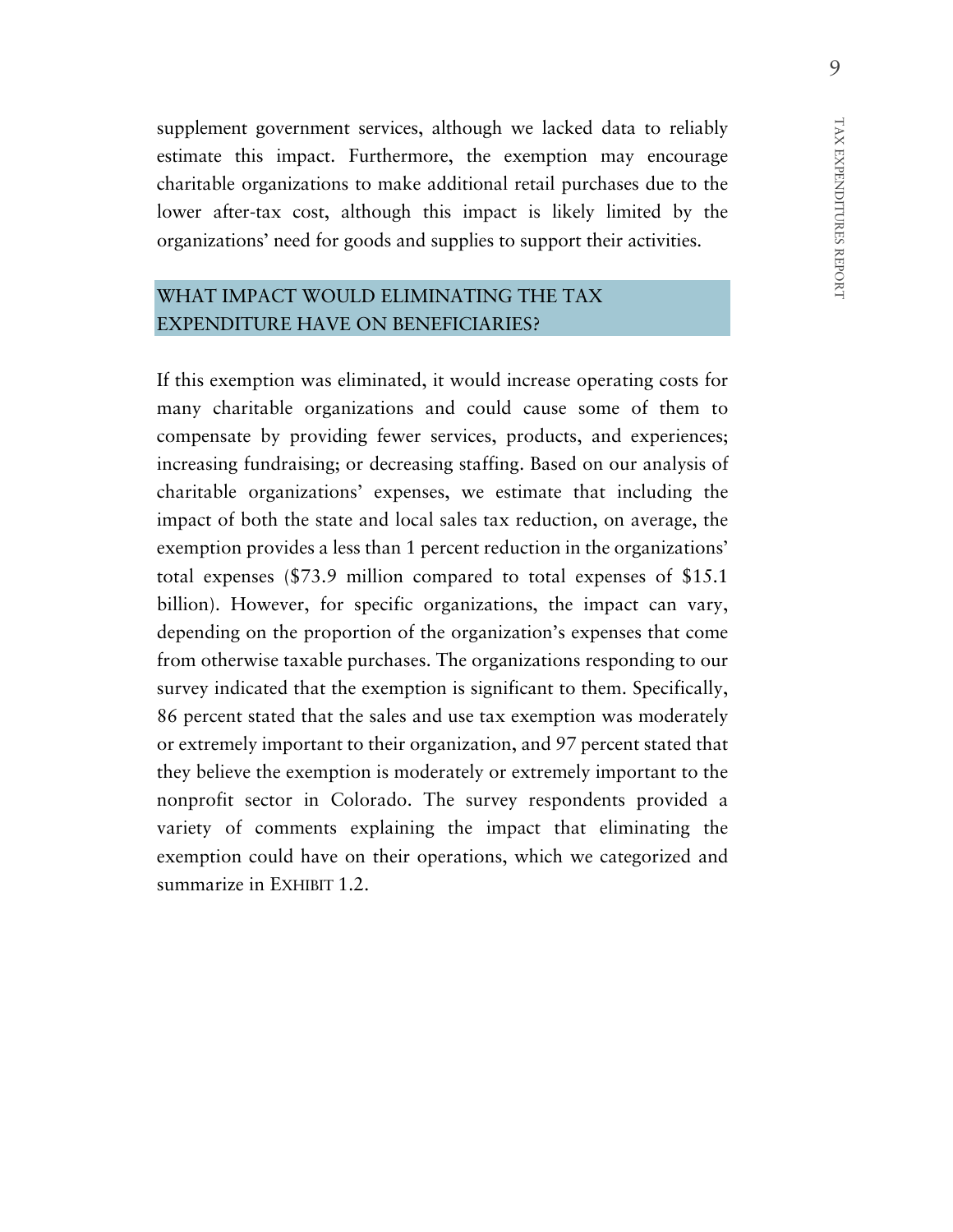supplement government services, although we lacked data to reliably estimate this impact. Furthermore, the exemption may encourage charitable organizations to make additional retail purchases due to the lower after-tax cost, although this impact is likely limited by the organizations' need for goods and supplies to support their activities.

## WHAT IMPACT WOULD ELIMINATING THE TAX EXPENDITURE HAVE ON BENEFICIARIES?

If this exemption was eliminated, it would increase operating costs for many charitable organizations and could cause some of them to compensate by providing fewer services, products, and experiences; increasing fundraising; or decreasing staffing. Based on our analysis of charitable organizations' expenses, we estimate that including the impact of both the state and local sales tax reduction, on average, the exemption provides a less than 1 percent reduction in the organizations' total expenses ($73.9 million compared to total expenses of $15.1 billion). However, for specific organizations, the impact can vary, depending on the proportion of the organization's expenses that come from otherwise taxable purchases. The organizations responding to our survey indicated that the exemption is significant to them. Specifically, 86 percent stated that the sales and use tax exemption was moderately or extremely important to their organization, and 97 percent stated that they believe the exemption is moderately or extremely important to the nonprofit sector in Colorado. The survey respondents provided a variety of comments explaining the impact that eliminating the exemption could have on their operations, which we categorized and summarize in EXHIBIT 1.2.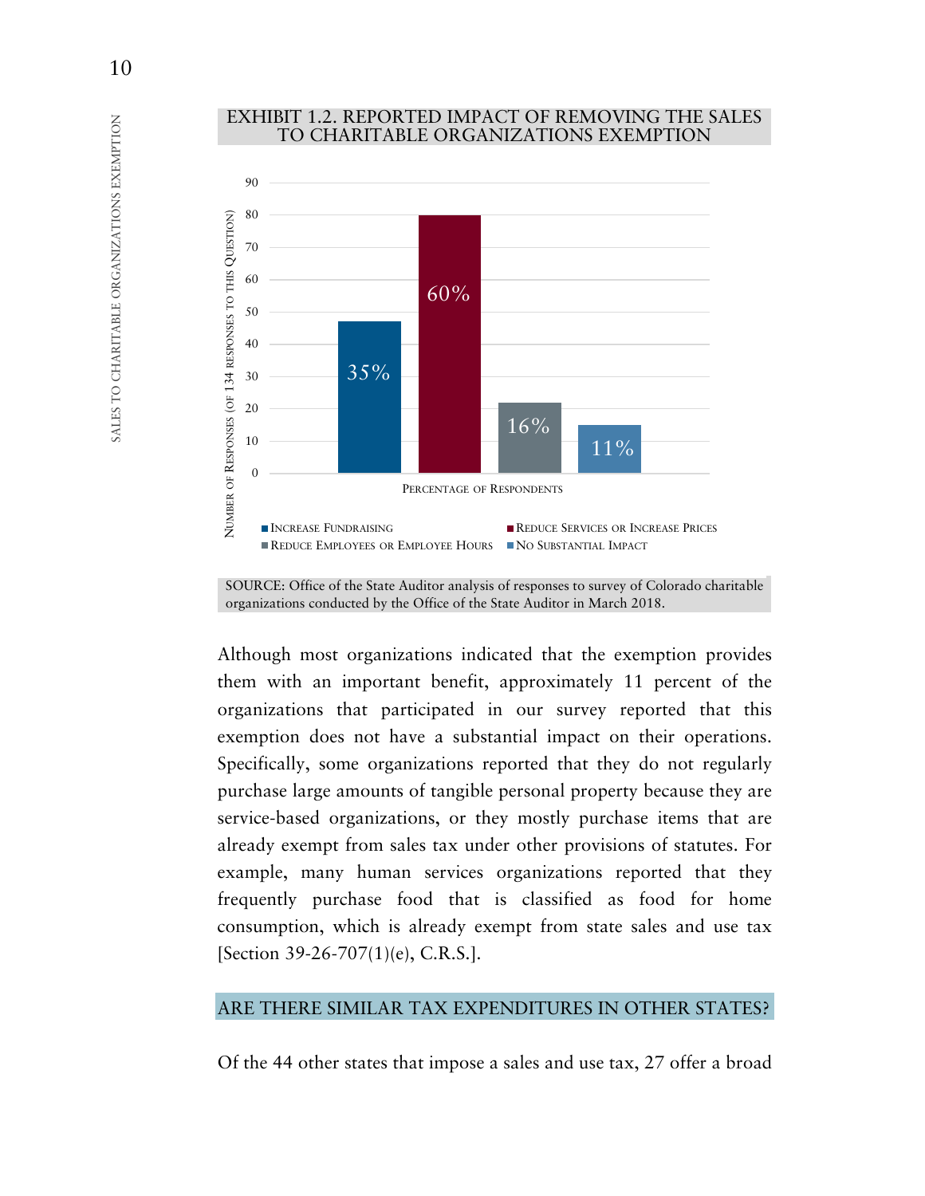EXHIBIT 1.2. REPORTED IMPACT OF REMOVING THE SALES TO CHARITABLE ORGANIZATIONS EXEMPTION

| Response | Percentage of Respondents |
|---|---|
| Increase Fundraising | 35% |
| Reduce Services or Increase Prices | 60% |
| Reduce Employees or Employee Hours | 16% |
| No Substantial Impact | 11% |

Number of Responses (of 134 responses to this question)

SOURCE: Office of the State Auditor analysis of responses to survey of Colorado charitable organizations conducted by the Office of the State Auditor in March 2018.

Although most organizations indicated that the exemption provides them with an important benefit, approximately 11 percent of the organizations that participated in our survey reported that this exemption does not have a substantial impact on their operations. Specifically, some organizations reported that they do not regularly purchase large amounts of tangible personal property because they are service-based organizations, or they mostly purchase items that are already exempt from sales tax under other provisions of statutes. For example, many human services organizations reported that they frequently purchase food that is classified as food for home consumption, which is already exempt from state sales and use tax [Section 39-26-707(1)(e), C.R.S.].

## ARE THERE SIMILAR TAX EXPENDITURES IN OTHER STATES?

Of the 44 other states that impose a sales and use tax, 27 offer a broad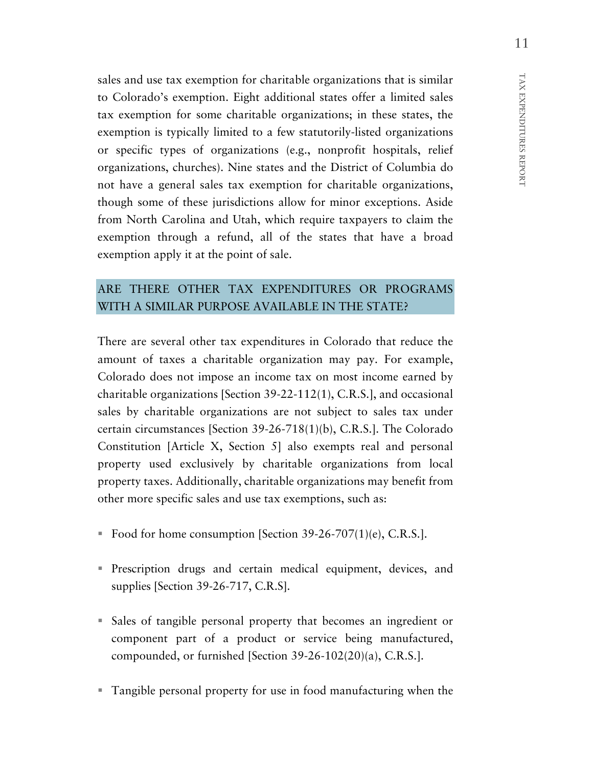sales and use tax exemption for charitable organizations that is similar to Colorado's exemption. Eight additional states offer a limited sales tax exemption for some charitable organizations; in these states, the exemption is typically limited to a few statutorily-listed organizations or specific types of organizations (e.g., nonprofit hospitals, relief organizations, churches). Nine states and the District of Columbia do not have a general sales tax exemption for charitable organizations, though some of these jurisdictions allow for minor exceptions. Aside from North Carolina and Utah, which require taxpayers to claim the exemption through a refund, all of the states that have a broad exemption apply it at the point of sale.

## ARE THERE OTHER TAX EXPENDITURES OR PROGRAMS WITH A SIMILAR PURPOSE AVAILABLE IN THE STATE?

There are several other tax expenditures in Colorado that reduce the amount of taxes a charitable organization may pay. For example, Colorado does not impose an income tax on most income earned by charitable organizations [Section 39-22-112(1), C.R.S.], and occasional sales by charitable organizations are not subject to sales tax under certain circumstances [Section 39-26-718(1)(b), C.R.S.]. The Colorado Constitution [Article X, Section 5] also exempts real and personal property used exclusively by charitable organizations from local property taxes. Additionally, charitable organizations may benefit from other more specific sales and use tax exemptions, such as:

- Food for home consumption [Section 39-26-707(1)(e), C.R.S.].
- Prescription drugs and certain medical equipment, devices, and supplies [Section 39-26-717, C.R.S].
- Sales of tangible personal property that becomes an ingredient or component part of a product or service being manufactured, compounded, or furnished [Section 39-26-102(20)(a), C.R.S.].
- Tangible personal property for use in food manufacturing when the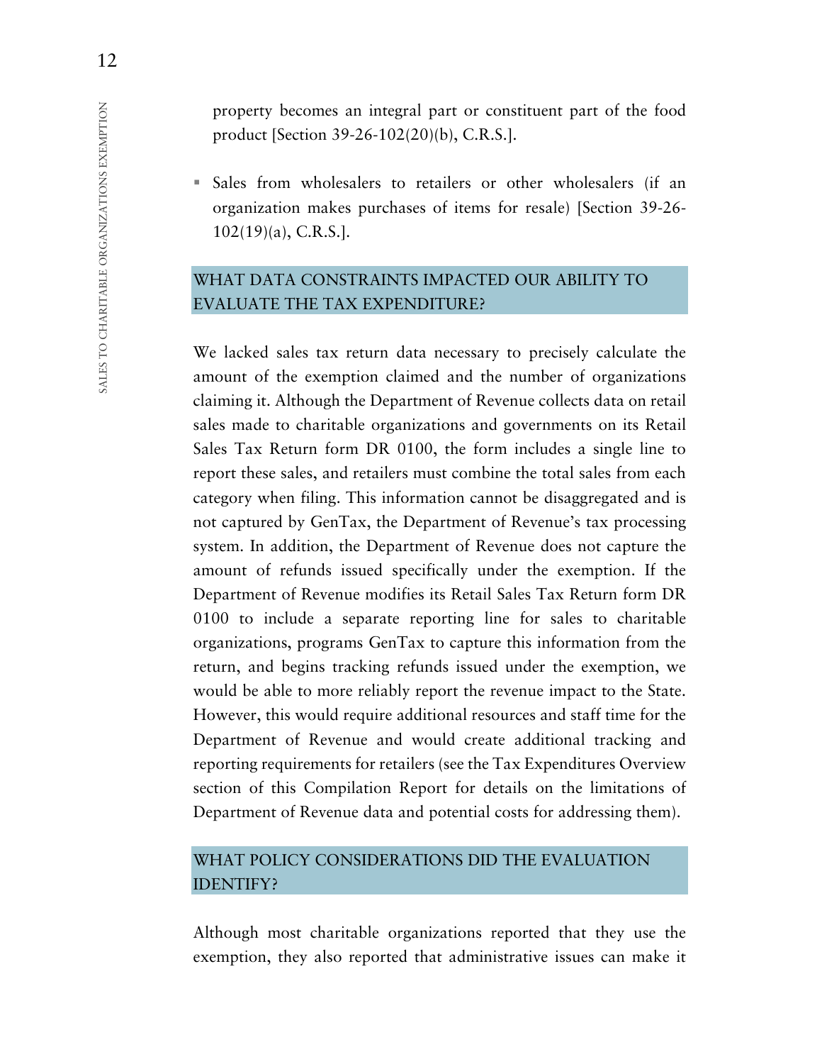property becomes an integral part or constituent part of the food product [Section 39-26-102(20)(b), C.R.S.].

- Sales from wholesalers to retailers or other wholesalers (if an organization makes purchases of items for resale) [Section 39-26-102(19)(a), C.R.S.].

## WHAT DATA CONSTRAINTS IMPACTED OUR ABILITY TO EVALUATE THE TAX EXPENDITURE?

We lacked sales tax return data necessary to precisely calculate the amount of the exemption claimed and the number of organizations claiming it. Although the Department of Revenue collects data on retail sales made to charitable organizations and governments on its Retail Sales Tax Return form DR 0100, the form includes a single line to report these sales, and retailers must combine the total sales from each category when filing. This information cannot be disaggregated and is not captured by GenTax, the Department of Revenue's tax processing system. In addition, the Department of Revenue does not capture the amount of refunds issued specifically under the exemption. If the Department of Revenue modifies its Retail Sales Tax Return form DR 0100 to include a separate reporting line for sales to charitable organizations, programs GenTax to capture this information from the return, and begins tracking refunds issued under the exemption, we would be able to more reliably report the revenue impact to the State. However, this would require additional resources and staff time for the Department of Revenue and would create additional tracking and reporting requirements for retailers (see the Tax Expenditures Overview section of this Compilation Report for details on the limitations of Department of Revenue data and potential costs for addressing them).

## WHAT POLICY CONSIDERATIONS DID THE EVALUATION IDENTIFY?

Although most charitable organizations reported that they use the exemption, they also reported that administrative issues can make it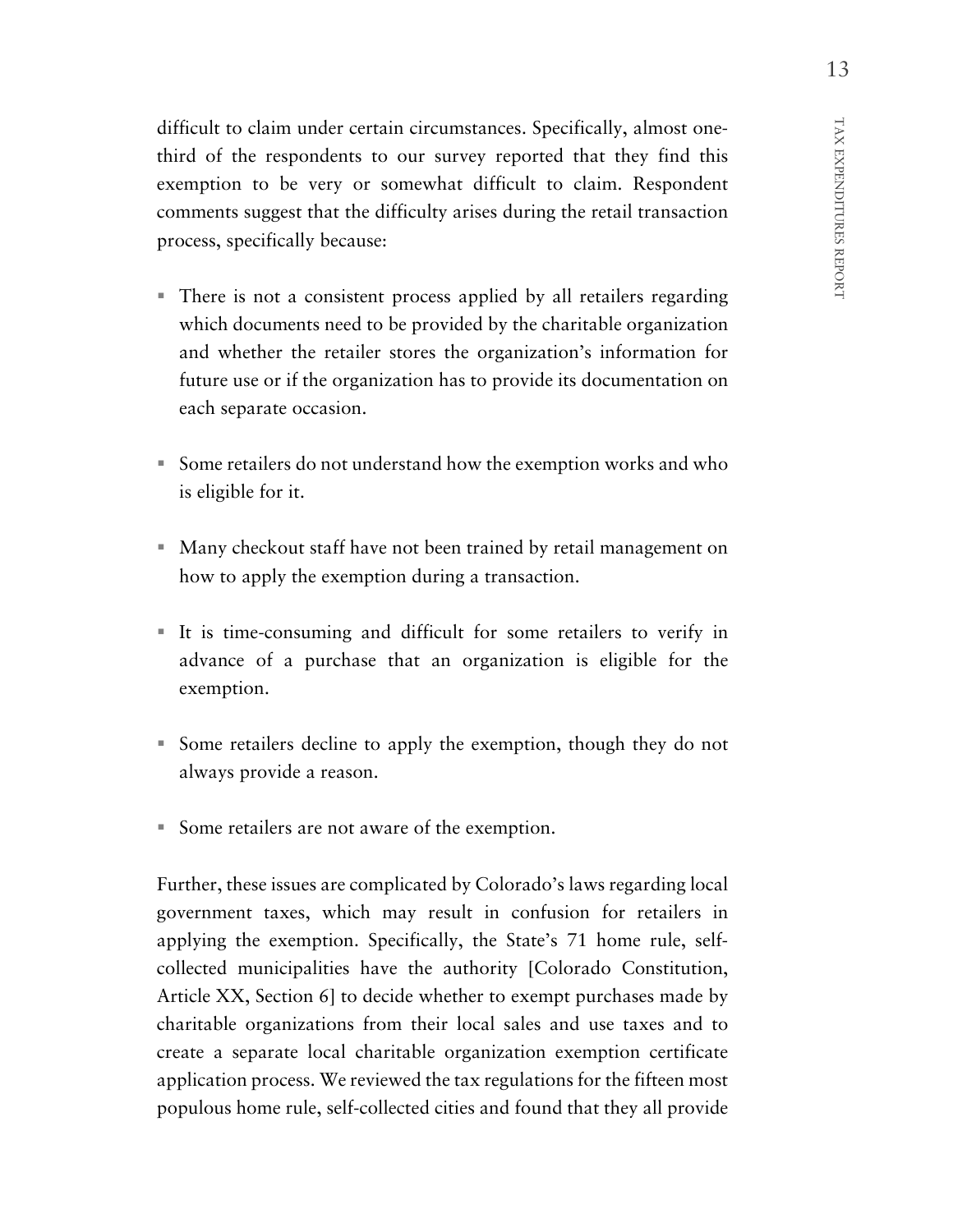difficult to claim under certain circumstances. Specifically, almost one-third of the respondents to our survey reported that they find this exemption to be very or somewhat difficult to claim. Respondent comments suggest that the difficulty arises during the retail transaction process, specifically because:

- There is not a consistent process applied by all retailers regarding which documents need to be provided by the charitable organization and whether the retailer stores the organization's information for future use or if the organization has to provide its documentation on each separate occasion.
- Some retailers do not understand how the exemption works and who is eligible for it.
- Many checkout staff have not been trained by retail management on how to apply the exemption during a transaction.
- It is time-consuming and difficult for some retailers to verify in advance of a purchase that an organization is eligible for the exemption.
- Some retailers decline to apply the exemption, though they do not always provide a reason.
- Some retailers are not aware of the exemption.

Further, these issues are complicated by Colorado's laws regarding local government taxes, which may result in confusion for retailers in applying the exemption. Specifically, the State's 71 home rule, self-collected municipalities have the authority [Colorado Constitution, Article XX, Section 6] to decide whether to exempt purchases made by charitable organizations from their local sales and use taxes and to create a separate local charitable organization exemption certificate application process. We reviewed the tax regulations for the fifteen most populous home rule, self-collected cities and found that they all provide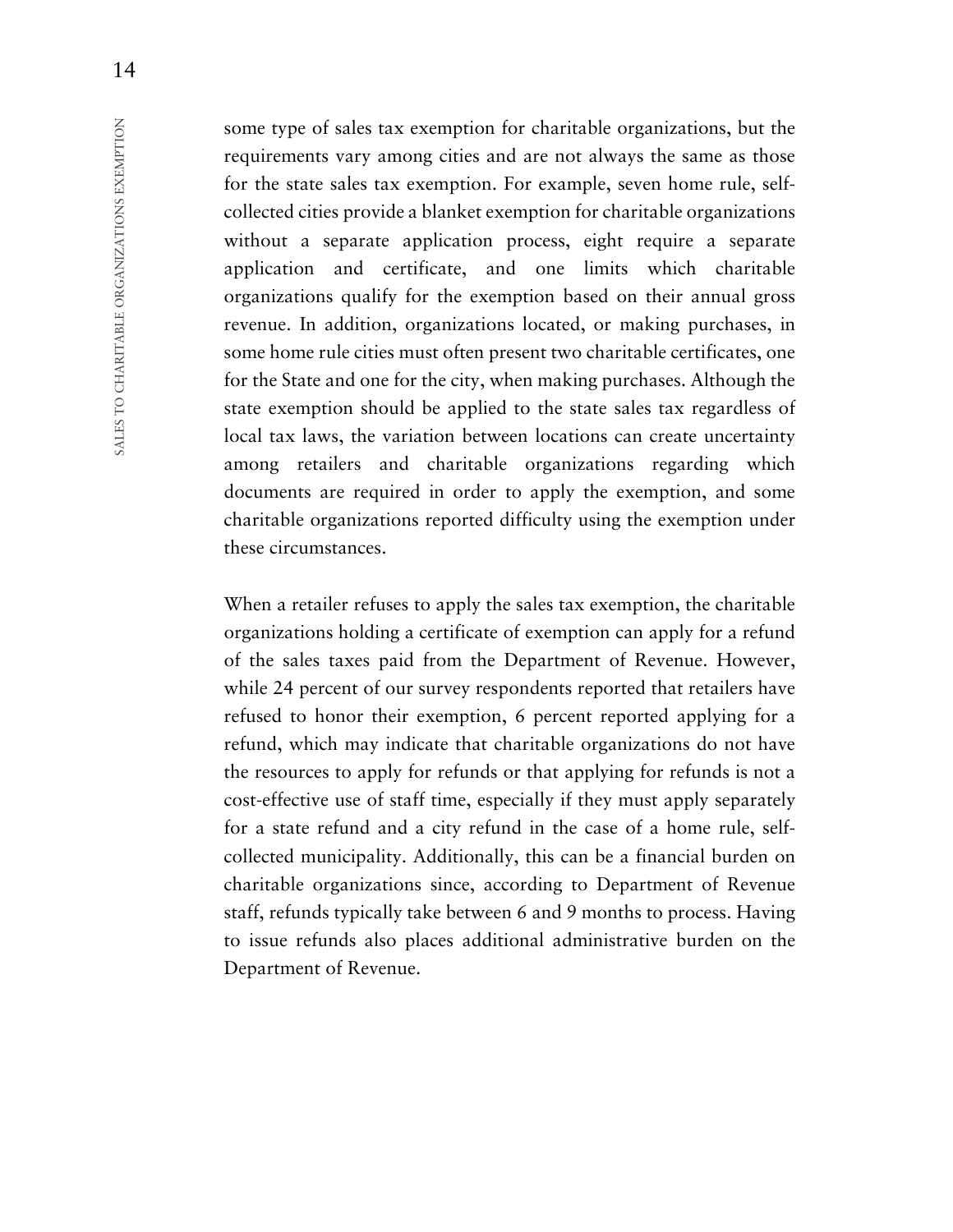some type of sales tax exemption for charitable organizations, but the requirements vary among cities and are not always the same as those for the state sales tax exemption. For example, seven home rule, self-collected cities provide a blanket exemption for charitable organizations without a separate application process, eight require a separate application and certificate, and one limits which charitable organizations qualify for the exemption based on their annual gross revenue. In addition, organizations located, or making purchases, in some home rule cities must often present two charitable certificates, one for the State and one for the city, when making purchases. Although the state exemption should be applied to the state sales tax regardless of local tax laws, the variation between locations can create uncertainty among retailers and charitable organizations regarding which documents are required in order to apply the exemption, and some charitable organizations reported difficulty using the exemption under these circumstances.

When a retailer refuses to apply the sales tax exemption, the charitable organizations holding a certificate of exemption can apply for a refund of the sales taxes paid from the Department of Revenue. However, while 24 percent of our survey respondents reported that retailers have refused to honor their exemption, 6 percent reported applying for a refund, which may indicate that charitable organizations do not have the resources to apply for refunds or that applying for refunds is not a cost-effective use of staff time, especially if they must apply separately for a state refund and a city refund in the case of a home rule, self-collected municipality. Additionally, this can be a financial burden on charitable organizations since, according to Department of Revenue staff, refunds typically take between 6 and 9 months to process. Having to issue refunds also places additional administrative burden on the Department of Revenue.